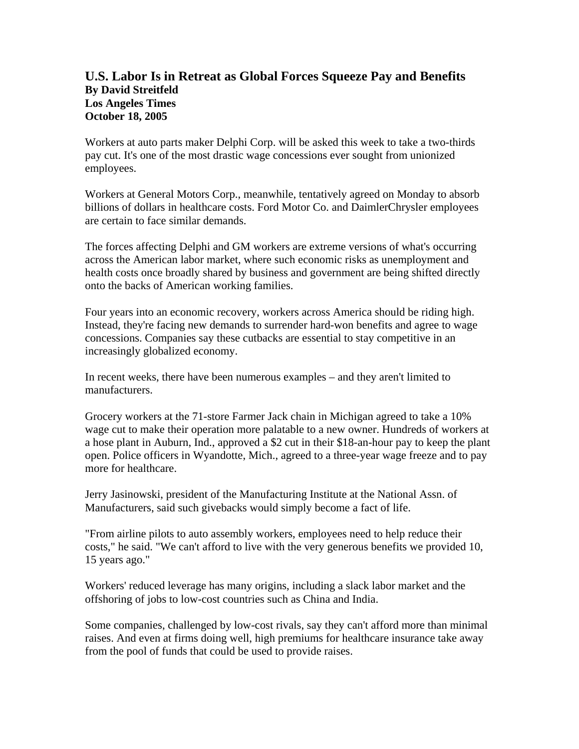# U.S. Labor Is in Retreat as Global Forces Squeeze Pay and Benefits

**By David Streitfeld**
**Los Angeles Times**
**October 18, 2005**

Workers at auto parts maker Delphi Corp. will be asked this week to take a two-thirds pay cut. It's one of the most drastic wage concessions ever sought from unionized employees.

Workers at General Motors Corp., meanwhile, tentatively agreed on Monday to absorb billions of dollars in healthcare costs. Ford Motor Co. and DaimlerChrysler employees are certain to face similar demands.

The forces affecting Delphi and GM workers are extreme versions of what's occurring across the American labor market, where such economic risks as unemployment and health costs once broadly shared by business and government are being shifted directly onto the backs of American working families.

Four years into an economic recovery, workers across America should be riding high. Instead, they're facing new demands to surrender hard-won benefits and agree to wage concessions. Companies say these cutbacks are essential to stay competitive in an increasingly globalized economy.

In recent weeks, there have been numerous examples – and they aren't limited to manufacturers.

Grocery workers at the 71-store Farmer Jack chain in Michigan agreed to take a 10% wage cut to make their operation more palatable to a new owner. Hundreds of workers at a hose plant in Auburn, Ind., approved a $2 cut in their $18-an-hour pay to keep the plant open. Police officers in Wyandotte, Mich., agreed to a three-year wage freeze and to pay more for healthcare.

Jerry Jasinowski, president of the Manufacturing Institute at the National Assn. of Manufacturers, said such givebacks would simply become a fact of life.

"From airline pilots to auto assembly workers, employees need to help reduce their costs," he said. "We can't afford to live with the very generous benefits we provided 10, 15 years ago."

Workers' reduced leverage has many origins, including a slack labor market and the offshoring of jobs to low-cost countries such as China and India.

Some companies, challenged by low-cost rivals, say they can't afford more than minimal raises. And even at firms doing well, high premiums for healthcare insurance take away from the pool of funds that could be used to provide raises.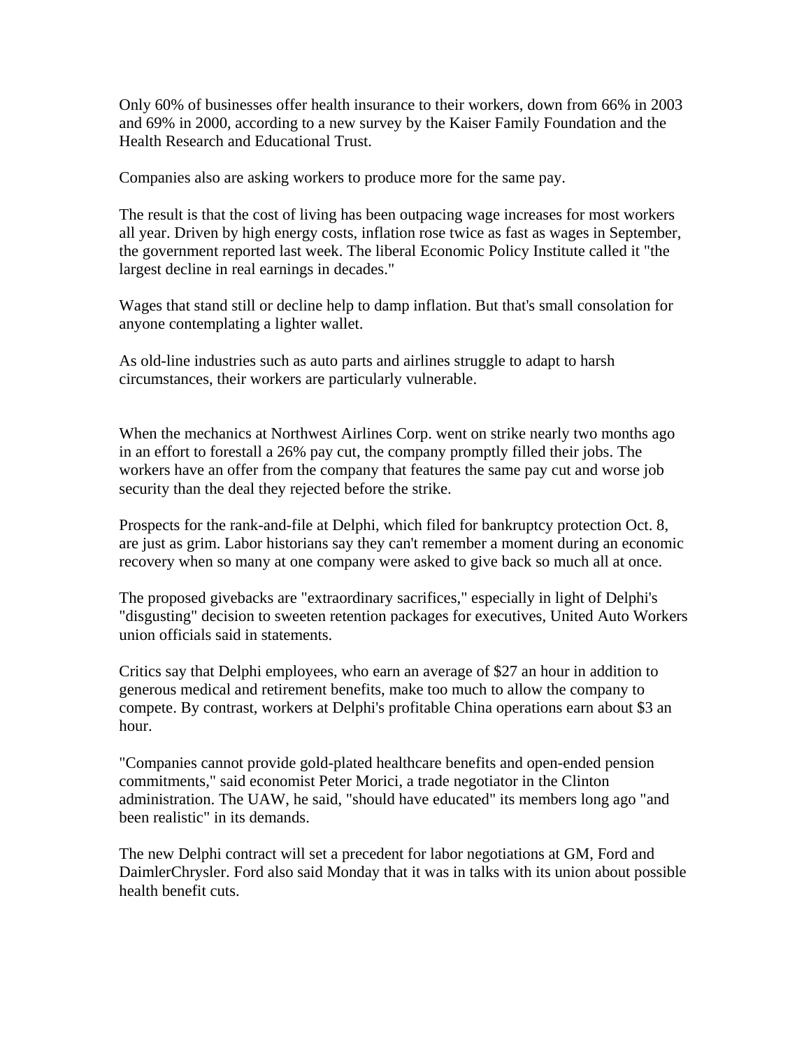Only 60% of businesses offer health insurance to their workers, down from 66% in 2003 and 69% in 2000, according to a new survey by the Kaiser Family Foundation and the Health Research and Educational Trust.

Companies also are asking workers to produce more for the same pay.

The result is that the cost of living has been outpacing wage increases for most workers all year. Driven by high energy costs, inflation rose twice as fast as wages in September, the government reported last week. The liberal Economic Policy Institute called it "the largest decline in real earnings in decades."

Wages that stand still or decline help to damp inflation. But that's small consolation for anyone contemplating a lighter wallet.

As old-line industries such as auto parts and airlines struggle to adapt to harsh circumstances, their workers are particularly vulnerable.

When the mechanics at Northwest Airlines Corp. went on strike nearly two months ago in an effort to forestall a 26% pay cut, the company promptly filled their jobs. The workers have an offer from the company that features the same pay cut and worse job security than the deal they rejected before the strike.

Prospects for the rank-and-file at Delphi, which filed for bankruptcy protection Oct. 8, are just as grim. Labor historians say they can't remember a moment during an economic recovery when so many at one company were asked to give back so much all at once.

The proposed givebacks are "extraordinary sacrifices," especially in light of Delphi's "disgusting" decision to sweeten retention packages for executives, United Auto Workers union officials said in statements.

Critics say that Delphi employees, who earn an average of $27 an hour in addition to generous medical and retirement benefits, make too much to allow the company to compete. By contrast, workers at Delphi's profitable China operations earn about $3 an hour.

"Companies cannot provide gold-plated healthcare benefits and open-ended pension commitments," said economist Peter Morici, a trade negotiator in the Clinton administration. The UAW, he said, "should have educated" its members long ago "and been realistic" in its demands.

The new Delphi contract will set a precedent for labor negotiations at GM, Ford and DaimlerChrysler. Ford also said Monday that it was in talks with its union about possible health benefit cuts.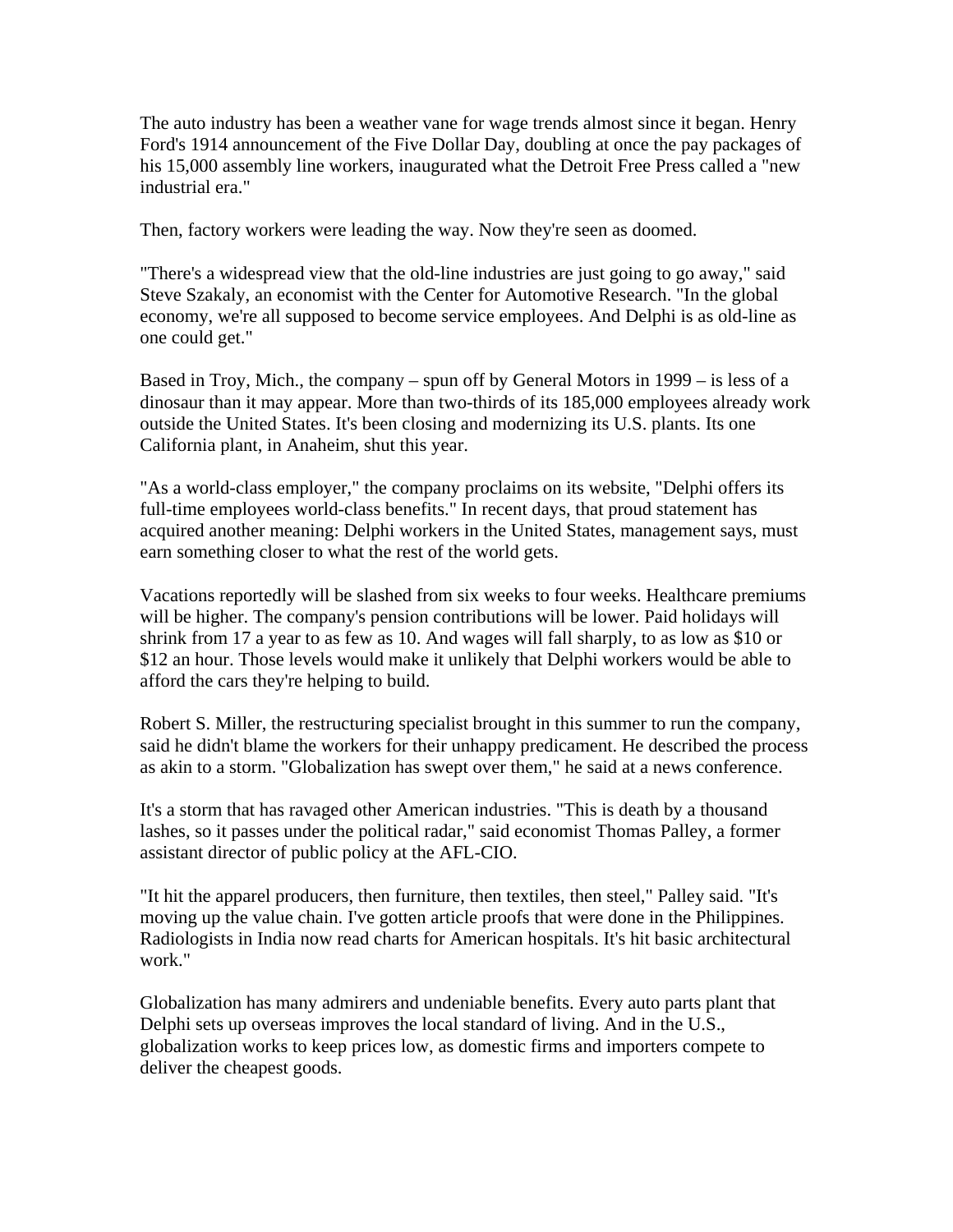The auto industry has been a weather vane for wage trends almost since it began. Henry Ford's 1914 announcement of the Five Dollar Day, doubling at once the pay packages of his 15,000 assembly line workers, inaugurated what the Detroit Free Press called a "new industrial era."

Then, factory workers were leading the way. Now they're seen as doomed.

"There's a widespread view that the old-line industries are just going to go away," said Steve Szakaly, an economist with the Center for Automotive Research. "In the global economy, we're all supposed to become service employees. And Delphi is as old-line as one could get."

Based in Troy, Mich., the company – spun off by General Motors in 1999 – is less of a dinosaur than it may appear. More than two-thirds of its 185,000 employees already work outside the United States. It's been closing and modernizing its U.S. plants. Its one California plant, in Anaheim, shut this year.

"As a world-class employer," the company proclaims on its website, "Delphi offers its full-time employees world-class benefits." In recent days, that proud statement has acquired another meaning: Delphi workers in the United States, management says, must earn something closer to what the rest of the world gets.

Vacations reportedly will be slashed from six weeks to four weeks. Healthcare premiums will be higher. The company's pension contributions will be lower. Paid holidays will shrink from 17 a year to as few as 10. And wages will fall sharply, to as low as $10 or $12 an hour. Those levels would make it unlikely that Delphi workers would be able to afford the cars they're helping to build.

Robert S. Miller, the restructuring specialist brought in this summer to run the company, said he didn't blame the workers for their unhappy predicament. He described the process as akin to a storm. "Globalization has swept over them," he said at a news conference.

It's a storm that has ravaged other American industries. "This is death by a thousand lashes, so it passes under the political radar," said economist Thomas Palley, a former assistant director of public policy at the AFL-CIO.

"It hit the apparel producers, then furniture, then textiles, then steel," Palley said. "It's moving up the value chain. I've gotten article proofs that were done in the Philippines. Radiologists in India now read charts for American hospitals. It's hit basic architectural work."

Globalization has many admirers and undeniable benefits. Every auto parts plant that Delphi sets up overseas improves the local standard of living. And in the U.S., globalization works to keep prices low, as domestic firms and importers compete to deliver the cheapest goods.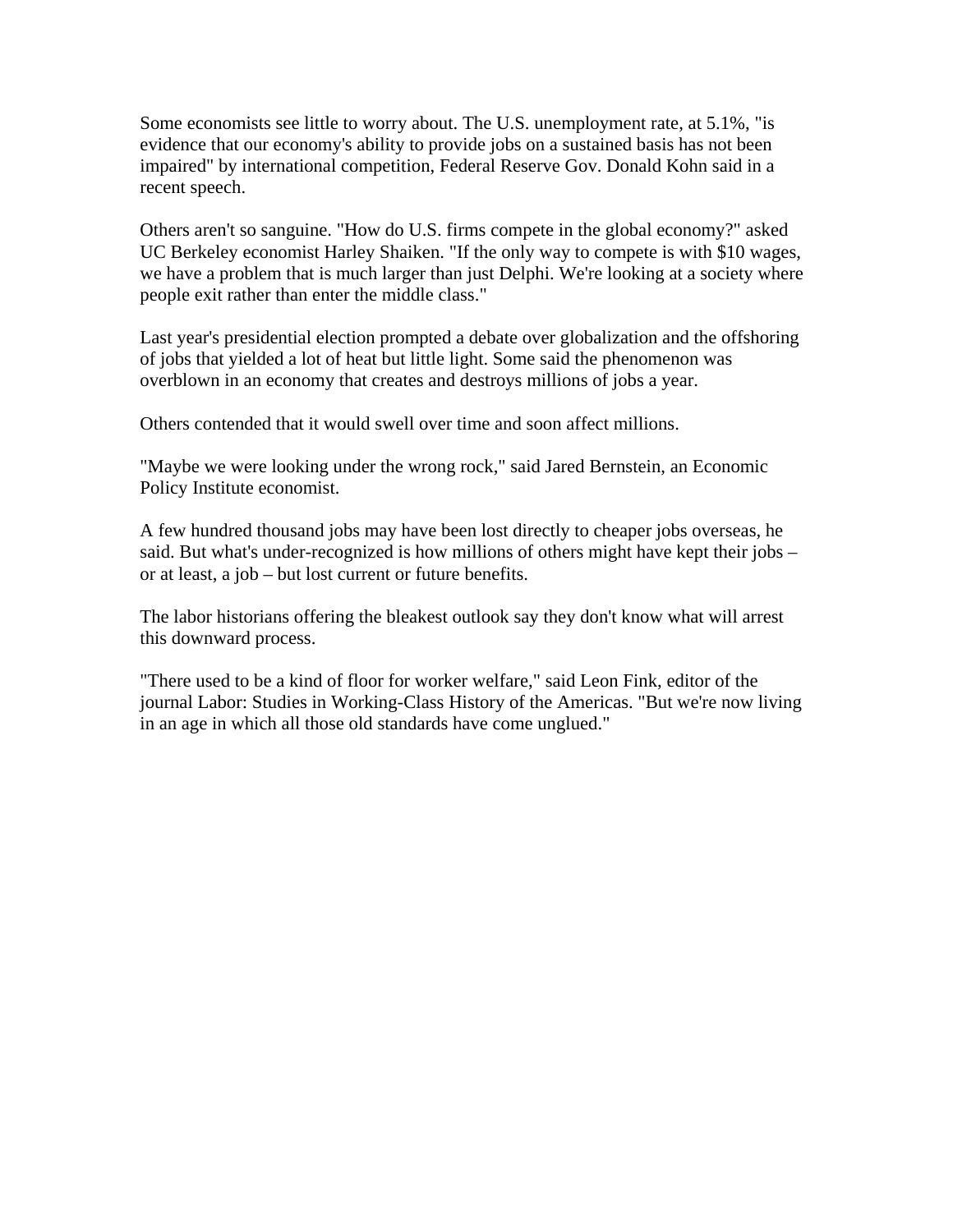Some economists see little to worry about. The U.S. unemployment rate, at 5.1%, "is evidence that our economy's ability to provide jobs on a sustained basis has not been impaired" by international competition, Federal Reserve Gov. Donald Kohn said in a recent speech.

Others aren't so sanguine. "How do U.S. firms compete in the global economy?" asked UC Berkeley economist Harley Shaiken. "If the only way to compete is with $10 wages, we have a problem that is much larger than just Delphi. We're looking at a society where people exit rather than enter the middle class."

Last year's presidential election prompted a debate over globalization and the offshoring of jobs that yielded a lot of heat but little light. Some said the phenomenon was overblown in an economy that creates and destroys millions of jobs a year.

Others contended that it would swell over time and soon affect millions.

"Maybe we were looking under the wrong rock," said Jared Bernstein, an Economic Policy Institute economist.

A few hundred thousand jobs may have been lost directly to cheaper jobs overseas, he said. But what's under-recognized is how millions of others might have kept their jobs – or at least, a job – but lost current or future benefits.

The labor historians offering the bleakest outlook say they don't know what will arrest this downward process.

"There used to be a kind of floor for worker welfare," said Leon Fink, editor of the journal Labor: Studies in Working-Class History of the Americas. "But we're now living in an age in which all those old standards have come unglued."